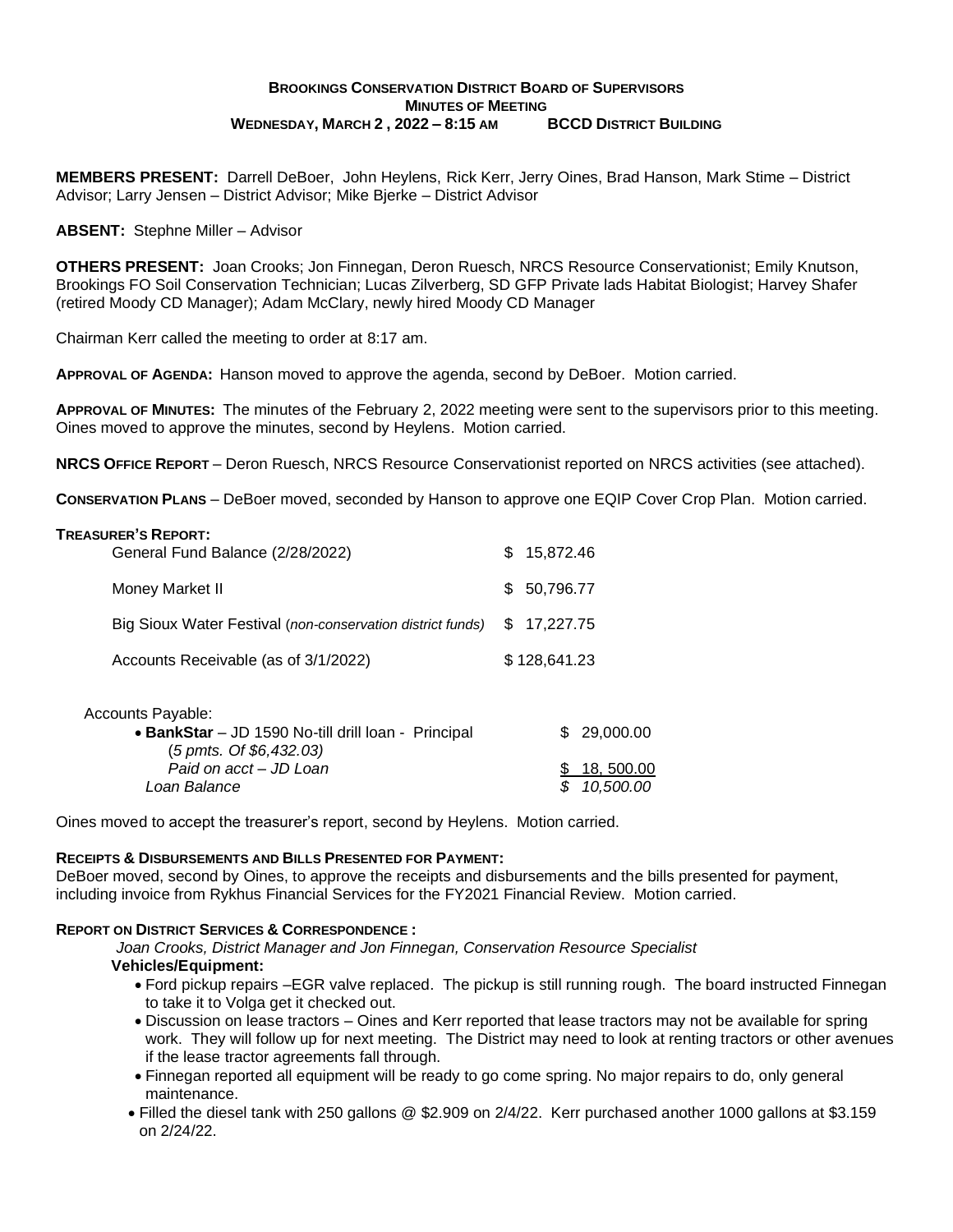**BROOKINGS CONSERVATION DISTRICT BOARD OF SUPERVISORS**
**MINUTES OF MEETING**
**WEDNESDAY, MARCH 2 , 2022 – 8:15 AM BCCD DISTRICT BUILDING**

**MEMBERS PRESENT:** Darrell DeBoer, John Heylens, Rick Kerr, Jerry Oines, Brad Hanson, Mark Stime – District Advisor; Larry Jensen – District Advisor; Mike Bjerke – District Advisor

**ABSENT:** Stephne Miller – Advisor

**OTHERS PRESENT:** Joan Crooks; Jon Finnegan, Deron Ruesch, NRCS Resource Conservationist; Emily Knutson, Brookings FO Soil Conservation Technician; Lucas Zilverberg, SD GFP Private lads Habitat Biologist; Harvey Shafer (retired Moody CD Manager); Adam McClary, newly hired Moody CD Manager

Chairman Kerr called the meeting to order at 8:17 am.

**APPROVAL OF AGENDA:** Hanson moved to approve the agenda, second by DeBoer. Motion carried.

**APPROVAL OF MINUTES:** The minutes of the February 2, 2022 meeting were sent to the supervisors prior to this meeting. Oines moved to approve the minutes, second by Heylens. Motion carried.

**NRCS OFFICE REPORT** – Deron Ruesch, NRCS Resource Conservationist reported on NRCS activities (see attached).

**CONSERVATION PLANS** – DeBoer moved, seconded by Hanson to approve one EQIP Cover Crop Plan. Motion carried.

**TREASURER'S REPORT:**

| | |
|---|---|
| General Fund Balance (2/28/2022) | $ 15,872.46 |
| Money Market II | $ 50,796.77 |
| Big Sioux Water Festival (*non-conservation district funds*) | $ 17,227.75 |
| Accounts Receivable (as of 3/1/2022) | $ 128,641.23 |

Accounts Payable:

| | |
|---|---|
| • **BankStar** – JD 1590 No-till drill loan - Principal (*5 pmts. Of $6,432.03)* | $ 29,000.00 |
| *Paid on acct – JD Loan* | $ 18, 500.00 |
| *Loan Balance* | *$ 10,500.00* |

Oines moved to accept the treasurer's report, second by Heylens. Motion carried.

**RECEIPTS & DISBURSEMENTS AND BILLS PRESENTED FOR PAYMENT:**
DeBoer moved, second by Oines, to approve the receipts and disbursements and the bills presented for payment, including invoice from Rykhus Financial Services for the FY2021 Financial Review. Motion carried.

**REPORT ON DISTRICT SERVICES & CORRESPONDENCE :**

*Joan Crooks, District Manager and Jon Finnegan, Conservation Resource Specialist*

**Vehicles/Equipment:**

- Ford pickup repairs –EGR valve replaced. The pickup is still running rough. The board instructed Finnegan to take it to Volga get it checked out.
- Discussion on lease tractors – Oines and Kerr reported that lease tractors may not be available for spring work. They will follow up for next meeting. The District may need to look at renting tractors or other avenues if the lease tractor agreements fall through.
- Finnegan reported all equipment will be ready to go come spring. No major repairs to do, only general maintenance.
- Filled the diesel tank with 250 gallons @ $2.909 on 2/4/22. Kerr purchased another 1000 gallons at $3.159 on 2/24/22.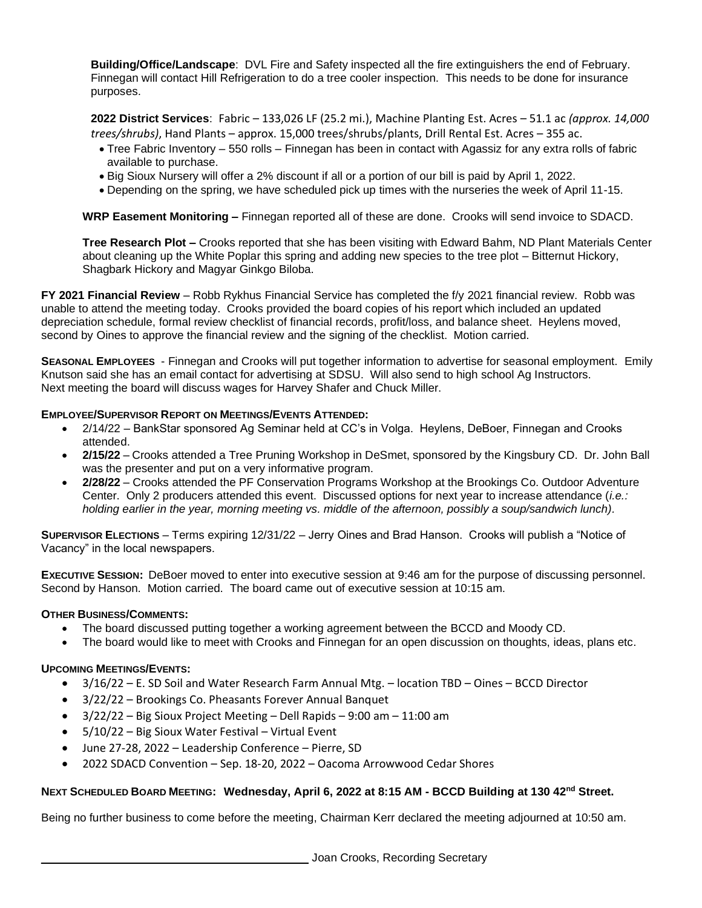**Building/Office/Landscape**: DVL Fire and Safety inspected all the fire extinguishers the end of February. Finnegan will contact Hill Refrigeration to do a tree cooler inspection. This needs to be done for insurance purposes.

**2022 District Services**: Fabric – 133,026 LF (25.2 mi.), Machine Planting Est. Acres – 51.1 ac *(approx. 14,000 trees/shrubs)*, Hand Plants – approx. 15,000 trees/shrubs/plants, Drill Rental Est. Acres – 355 ac.

- Tree Fabric Inventory – 550 rolls – Finnegan has been in contact with Agassiz for any extra rolls of fabric available to purchase.
- Big Sioux Nursery will offer a 2% discount if all or a portion of our bill is paid by April 1, 2022.
- Depending on the spring, we have scheduled pick up times with the nurseries the week of April 11-15.

**WRP Easement Monitoring –** Finnegan reported all of these are done. Crooks will send invoice to SDACD.

**Tree Research Plot –** Crooks reported that she has been visiting with Edward Bahm, ND Plant Materials Center about cleaning up the White Poplar this spring and adding new species to the tree plot – Bitternut Hickory, Shagbark Hickory and Magyar Ginkgo Biloba.

**FY 2021 Financial Review** – Robb Rykhus Financial Service has completed the f/y 2021 financial review. Robb was unable to attend the meeting today. Crooks provided the board copies of his report which included an updated depreciation schedule, formal review checklist of financial records, profit/loss, and balance sheet. Heylens moved, second by Oines to approve the financial review and the signing of the checklist. Motion carried.

**SEASONAL EMPLOYEES** - Finnegan and Crooks will put together information to advertise for seasonal employment. Emily Knutson said she has an email contact for advertising at SDSU. Will also send to high school Ag Instructors. Next meeting the board will discuss wages for Harvey Shafer and Chuck Miller.

**EMPLOYEE/SUPERVISOR REPORT ON MEETINGS/EVENTS ATTENDED:**

- 2/14/22 – BankStar sponsored Ag Seminar held at CC's in Volga. Heylens, DeBoer, Finnegan and Crooks attended.
- **2/15/22** – Crooks attended a Tree Pruning Workshop in DeSmet, sponsored by the Kingsbury CD. Dr. John Ball was the presenter and put on a very informative program.
- **2/28/22** – Crooks attended the PF Conservation Programs Workshop at the Brookings Co. Outdoor Adventure Center. Only 2 producers attended this event. Discussed options for next year to increase attendance (*i.e.: holding earlier in the year, morning meeting vs. middle of the afternoon, possibly a soup/sandwich lunch).*

**SUPERVISOR ELECTIONS** – Terms expiring 12/31/22 – Jerry Oines and Brad Hanson. Crooks will publish a "Notice of Vacancy" in the local newspapers.

**EXECUTIVE SESSION:** DeBoer moved to enter into executive session at 9:46 am for the purpose of discussing personnel. Second by Hanson. Motion carried. The board came out of executive session at 10:15 am.

**OTHER BUSINESS/COMMENTS:**

- The board discussed putting together a working agreement between the BCCD and Moody CD.
- The board would like to meet with Crooks and Finnegan for an open discussion on thoughts, ideas, plans etc.

**UPCOMING MEETINGS/EVENTS:**

- 3/16/22 – E. SD Soil and Water Research Farm Annual Mtg. – location TBD – Oines – BCCD Director
- 3/22/22 – Brookings Co. Pheasants Forever Annual Banquet
- 3/22/22 – Big Sioux Project Meeting – Dell Rapids – 9:00 am – 11:00 am
- 5/10/22 – Big Sioux Water Festival – Virtual Event
- June 27-28, 2022 – Leadership Conference – Pierre, SD
- 2022 SDACD Convention – Sep. 18-20, 2022 – Oacoma Arrowwood Cedar Shores

**NEXT SCHEDULED BOARD MEETING: Wednesday, April 6, 2022 at 8:15 AM - BCCD Building at 130 42nd Street.**

Being no further business to come before the meeting, Chairman Kerr declared the meeting adjourned at 10:50 am.

\_\_\_\_\_\_\_\_\_\_\_\_\_\_\_\_\_\_\_\_\_\_\_\_\_\_\_\_\_\_\_\_\_\_\_\_\_\_\_\_ Joan Crooks, Recording Secretary